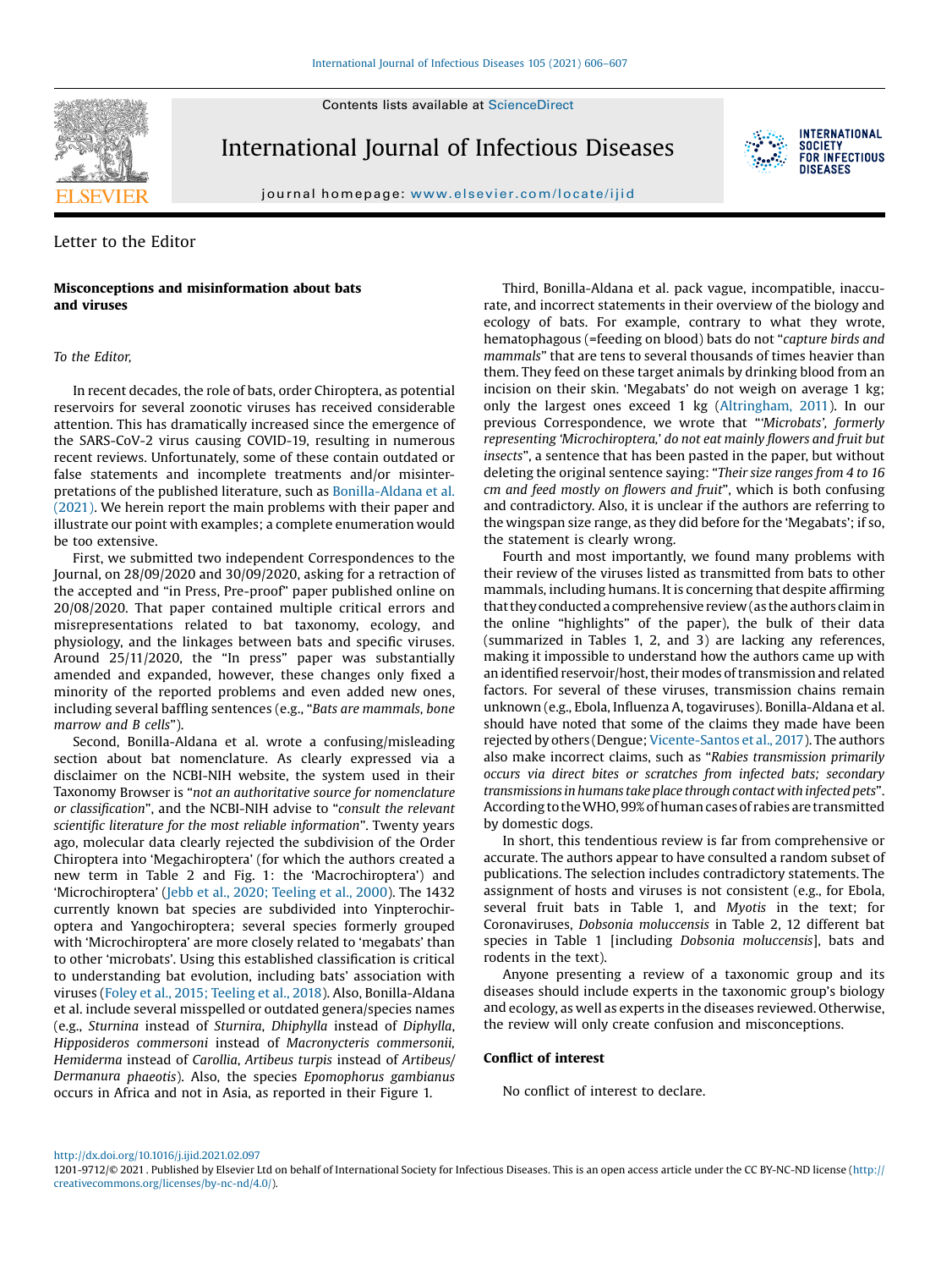Letter to the Editor

## Misconceptions and misinformation about bats and viruses

*To the Editor,*

In recent decades, the role of bats, order Chiroptera, as potential reservoirs for several zoonotic viruses has received considerable attention. This has dramatically increased since the emergence of the SARS-CoV-2 virus causing COVID-19, resulting in numerous recent reviews. Unfortunately, some of these contain outdated or false statements and incomplete treatments and/or misinterpretations of the published literature, such as Bonilla-Aldana et al. (2021). We herein report the main problems with their paper and illustrate our point with examples; a complete enumeration would be too extensive.

First, we submitted two independent Correspondences to the Journal, on 28/09/2020 and 30/09/2020, asking for a retraction of the accepted and "in Press, Pre-proof" paper published online on 20/08/2020. That paper contained multiple critical errors and misrepresentations related to bat taxonomy, ecology, and physiology, and the linkages between bats and specific viruses. Around 25/11/2020, the "In press" paper was substantially amended and expanded, however, these changes only fixed a minority of the reported problems and even added new ones, including several baffling sentences (e.g., "*Bats are mammals, bone marrow and B cells*").

Second, Bonilla-Aldana et al. wrote a confusing/misleading section about bat nomenclature. As clearly expressed via a disclaimer on the NCBI-NIH website, the system used in their Taxonomy Browser is "*not an authoritative source for nomenclature or classification*", and the NCBI-NIH advise to "*consult the relevant scientific literature for the most reliable information*". Twenty years ago, molecular data clearly rejected the subdivision of the Order Chiroptera into 'Megachiroptera' (for which the authors created a new term in Table 2 and Fig. 1: the 'Macrochiroptera') and 'Microchiroptera' (Jebb et al., 2020; Teeling et al., 2000). The 1432 currently known bat species are subdivided into Yinpterochiroptera and Yangochiroptera; several species formerly grouped with 'Microchiroptera' are more closely related to 'megabats' than to other 'microbats'. Using this established classification is critical to understanding bat evolution, including bats' association with viruses (Foley et al., 2015; Teeling et al., 2018). Also, Bonilla-Aldana et al. include several misspelled or outdated genera/species names (e.g., *Sturnina* instead of *Sturnira*, *Dhiphylla* instead of *Diphylla*, *Hipposideros commersoni* instead of *Macronycteris commersonii*, *Hemiderma* instead of *Carollia*, *Artibeus turpis* instead of *Artibeus/Dermanura phaeotis*). Also, the species *Epomophorus gambianus* occurs in Africa and not in Asia, as reported in their Figure 1.

Third, Bonilla-Aldana et al. pack vague, incompatible, inaccurate, and incorrect statements in their overview of the biology and ecology of bats. For example, contrary to what they wrote, hematophagous (=feeding on blood) bats do not "*capture birds and mammals*" that are tens to several thousands of times heavier than them. They feed on these target animals by drinking blood from an incision on their skin. 'Megabats' do not weigh on average 1 kg; only the largest ones exceed 1 kg (Altringham, 2011). In our previous Correspondence, we wrote that "*'Microbats', formerly representing 'Microchiroptera,' do not eat mainly flowers and fruit but insects*", a sentence that has been pasted in the paper, but without deleting the original sentence saying: "*Their size ranges from 4 to 16 cm and feed mostly on flowers and fruit*", which is both confusing and contradictory. Also, it is unclear if the authors are referring to the wingspan size range, as they did before for the 'Megabats'; if so, the statement is clearly wrong.

Fourth and most importantly, we found many problems with their review of the viruses listed as transmitted from bats to other mammals, including humans. It is concerning that despite affirming that they conducted a comprehensive review (as the authors claim in the online "highlights" of the paper), the bulk of their data (summarized in Tables 1, 2, and 3) are lacking any references, making it impossible to understand how the authors came up with an identified reservoir/host, their modes of transmission and related factors. For several of these viruses, transmission chains remain unknown (e.g., Ebola, Influenza A, togaviruses). Bonilla-Aldana et al. should have noted that some of the claims they made have been rejected by others (Dengue; Vicente-Santos et al., 2017). The authors also make incorrect claims, such as "*Rabies transmission primarily occurs via direct bites or scratches from infected bats; secondary transmissions in humans take place through contact with infected pets*". According to the WHO, 99% of human cases of rabies are transmitted by domestic dogs.

In short, this tendentious review is far from comprehensive or accurate. The authors appear to have consulted a random subset of publications. The selection includes contradictory statements. The assignment of hosts and viruses is not consistent (e.g., for Ebola, several fruit bats in Table 1, and *Myotis* in the text; for Coronaviruses, *Dobsonia moluccensis* in Table 2, 12 different bat species in Table 1 [including *Dobsonia moluccensis*], bats and rodents in the text).

Anyone presenting a review of a taxonomic group and its diseases should include experts in the taxonomic group's biology and ecology, as well as experts in the diseases reviewed. Otherwise, the review will only create confusion and misconceptions.

### Conflict of interest

No conflict of interest to declare.

http://dx.doi.org/10.1016/j.ijid.2021.02.097

1201-9712/© 2021 . Published by Elsevier Ltd on behalf of International Society for Infectious Diseases. This is an open access article under the CC BY-NC-ND license (http://creativecommons.org/licenses/by-nc-nd/4.0/).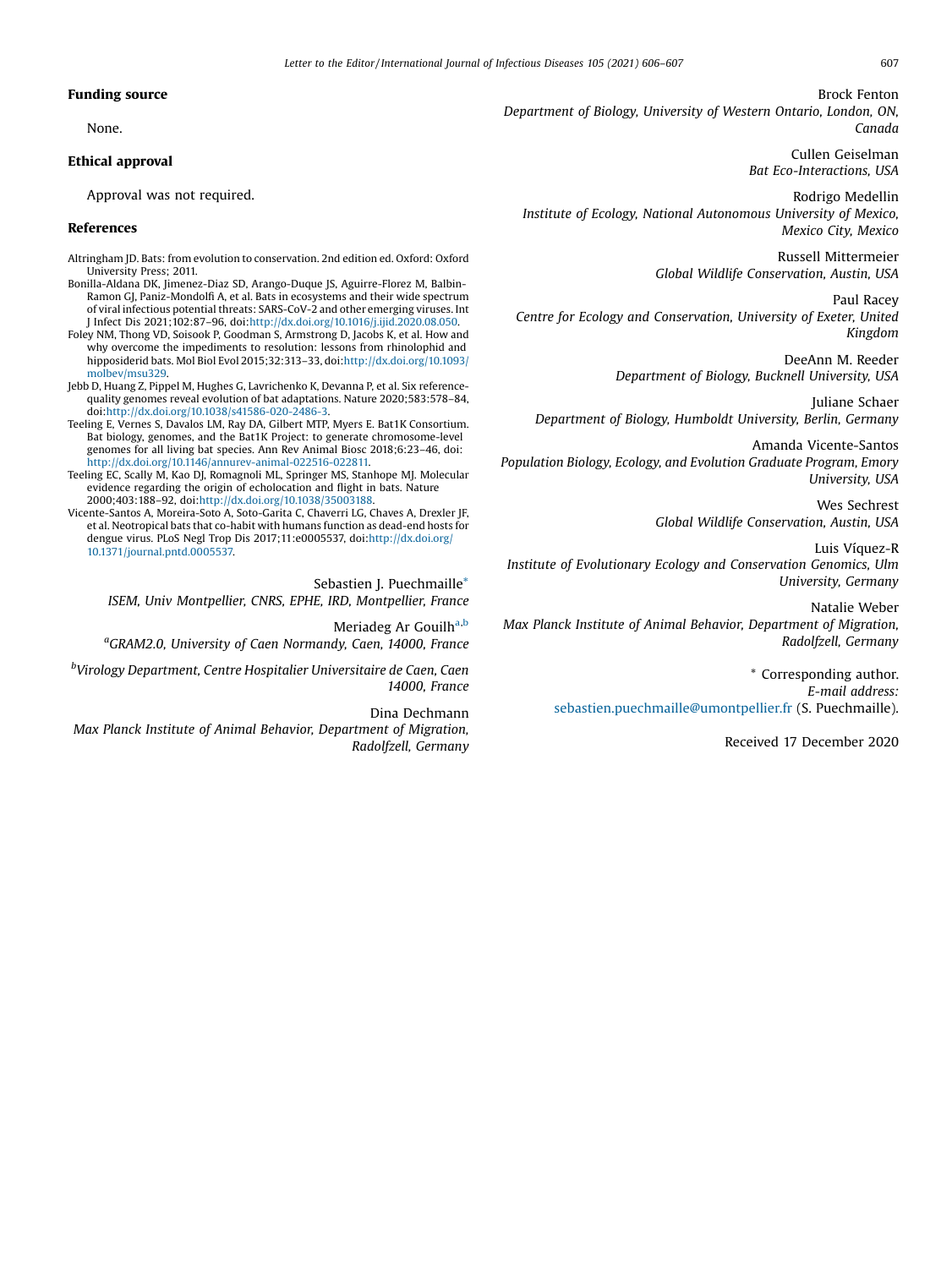## Funding source

None.

## Ethical approval

Approval was not required.

## References

Altringham JD. Bats: from evolution to conservation. 2nd edition ed. Oxford: Oxford University Press; 2011.

Bonilla-Aldana DK, Jimenez-Diaz SD, Arango-Duque JS, Aguirre-Florez M, Balbin-Ramon GJ, Paniz-Mondolfi A, et al. Bats in ecosystems and their wide spectrum of viral infectious potential threats: SARS-CoV-2 and other emerging viruses. Int J Infect Dis 2021;102:87–96, doi:http://dx.doi.org/10.1016/j.ijid.2020.08.050.

Foley NM, Thong VD, Soisook P, Goodman S, Armstrong D, Jacobs K, et al. How and why overcome the impediments to resolution: lessons from rhinolophid and hipposiderid bats. Mol Biol Evol 2015;32:313–33, doi:http://dx.doi.org/10.1093/molbev/msu329.

Jebb D, Huang Z, Pippel M, Hughes G, Lavrichenko K, Devanna P, et al. Six reference-quality genomes reveal evolution of bat adaptations. Nature 2020;583:578–84, doi:http://dx.doi.org/10.1038/s41586-020-2486-3.

Teeling E, Vernes S, Davalos LM, Ray DA, Gilbert MTP, Myers E. Bat1K Consortium. Bat biology, genomes, and the Bat1K Project: to generate chromosome-level genomes for all living bat species. Ann Rev Animal Biosc 2018;6:23–46, doi: http://dx.doi.org/10.1146/annurev-animal-022516-022811.

Teeling EC, Scally M, Kao DJ, Romagnoli ML, Springer MS, Stanhope MJ. Molecular evidence regarding the origin of echolocation and flight in bats. Nature 2000;403:188–92, doi:http://dx.doi.org/10.1038/35003188.

Vicente-Santos A, Moreira-Soto A, Soto-Garita C, Chaverri LG, Chaves A, Drexler JF, et al. Neotropical bats that co-habit with humans function as dead-end hosts for dengue virus. PLoS Negl Trop Dis 2017;11:e0005537, doi:http://dx.doi.org/10.1371/journal.pntd.0005537.

Sebastien J. Puechmaille*
*ISEM, Univ Montpellier, CNRS, EPHE, IRD, Montpellier, France*

Meriadeg Ar Gouilh[a,b]
[a]*GRAM2.0, University of Caen Normandy, Caen, 14000, France*

[b]*Virology Department, Centre Hospitalier Universitaire de Caen, Caen 14000, France*

Dina Dechmann
*Max Planck Institute of Animal Behavior, Department of Migration, Radolfzell, Germany*

Brock Fenton
*Department of Biology, University of Western Ontario, London, ON, Canada*

Cullen Geiselman
*Bat Eco-Interactions, USA*

Rodrigo Medellin
*Institute of Ecology, National Autonomous University of Mexico, Mexico City, Mexico*

Russell Mittermeier
*Global Wildlife Conservation, Austin, USA*

Paul Racey
*Centre for Ecology and Conservation, University of Exeter, United Kingdom*

DeeAnn M. Reeder
*Department of Biology, Bucknell University, USA*

Juliane Schaer
*Department of Biology, Humboldt University, Berlin, Germany*

Amanda Vicente-Santos
*Population Biology, Ecology, and Evolution Graduate Program, Emory University, USA*

Wes Sechrest
*Global Wildlife Conservation, Austin, USA*

Luis Víquez-R
*Institute of Evolutionary Ecology and Conservation Genomics, Ulm University, Germany*

Natalie Weber
*Max Planck Institute of Animal Behavior, Department of Migration, Radolfzell, Germany*

* Corresponding author.
*E-mail address:* sebastien.puechmaille@umontpellier.fr (S. Puechmaille).

Received 17 December 2020